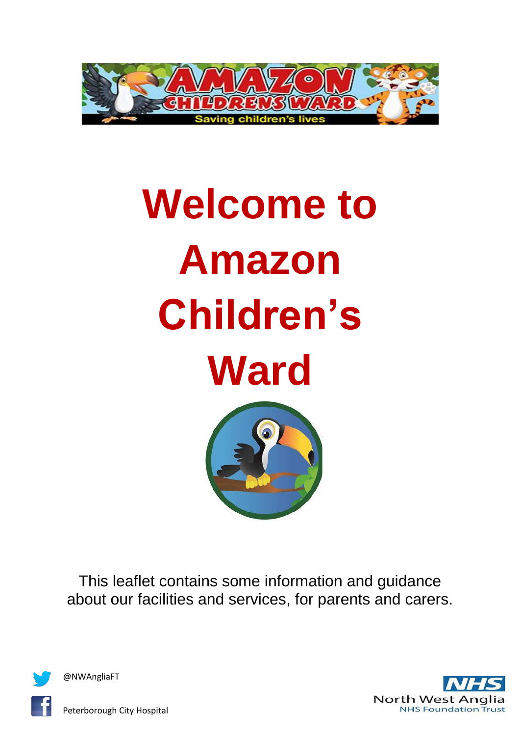# Welcome to Amazon Children's Ward

This leaflet contains some information and guidance about our facilities and services, for parents and carers.

@NWAngliaFT

Peterborough City Hospital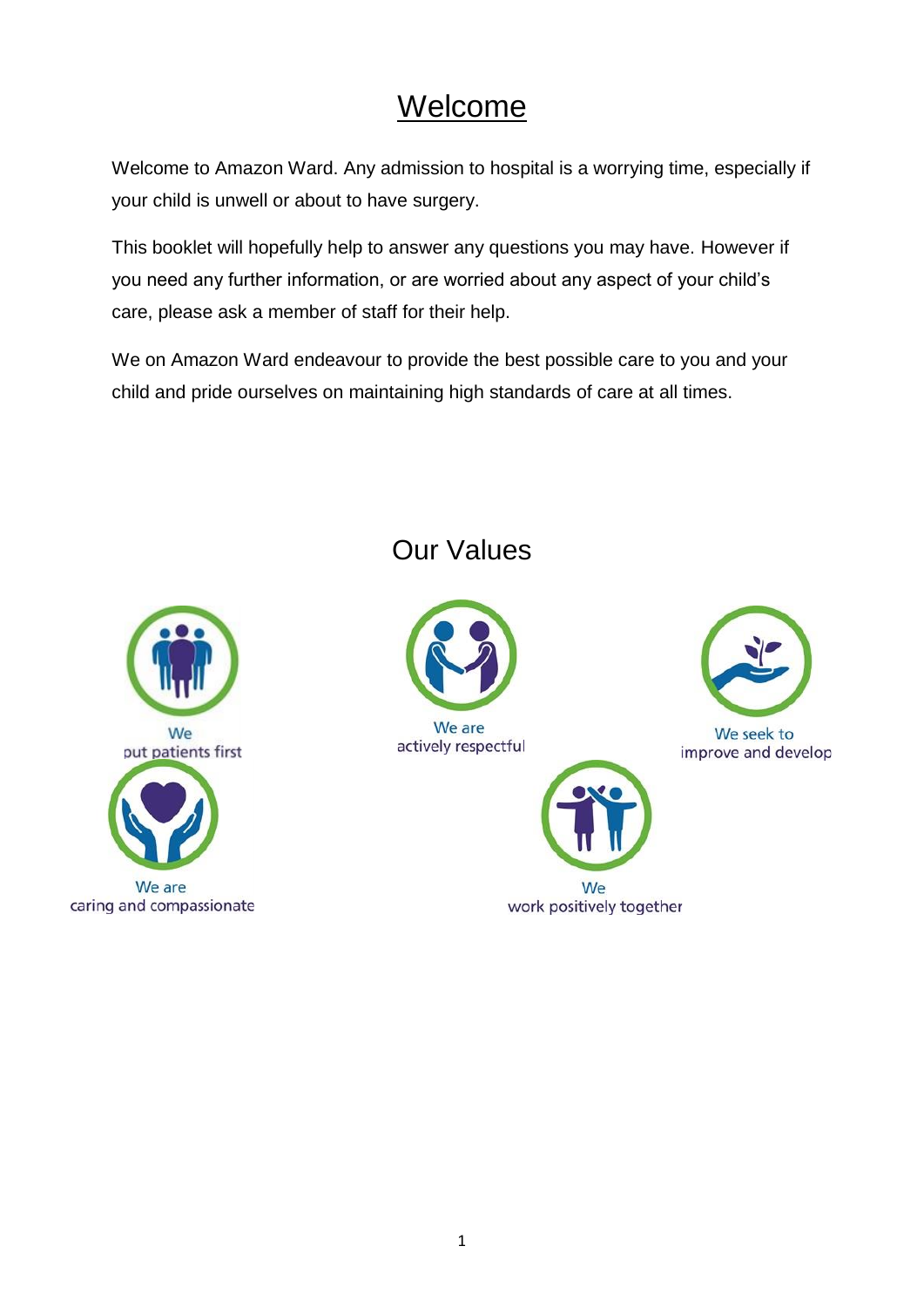# Welcome

Welcome to Amazon Ward. Any admission to hospital is a worrying time, especially if your child is unwell or about to have surgery.

This booklet will hopefully help to answer any questions you may have. However if you need any further information, or are worried about any aspect of your child's care, please ask a member of staff for their help.

We on Amazon Ward endeavour to provide the best possible care to you and your child and pride ourselves on maintaining high standards of care at all times.

## Our Values

We put patients first

We are actively respectful

We seek to improve and develop

We are caring and compassionate

We work positively together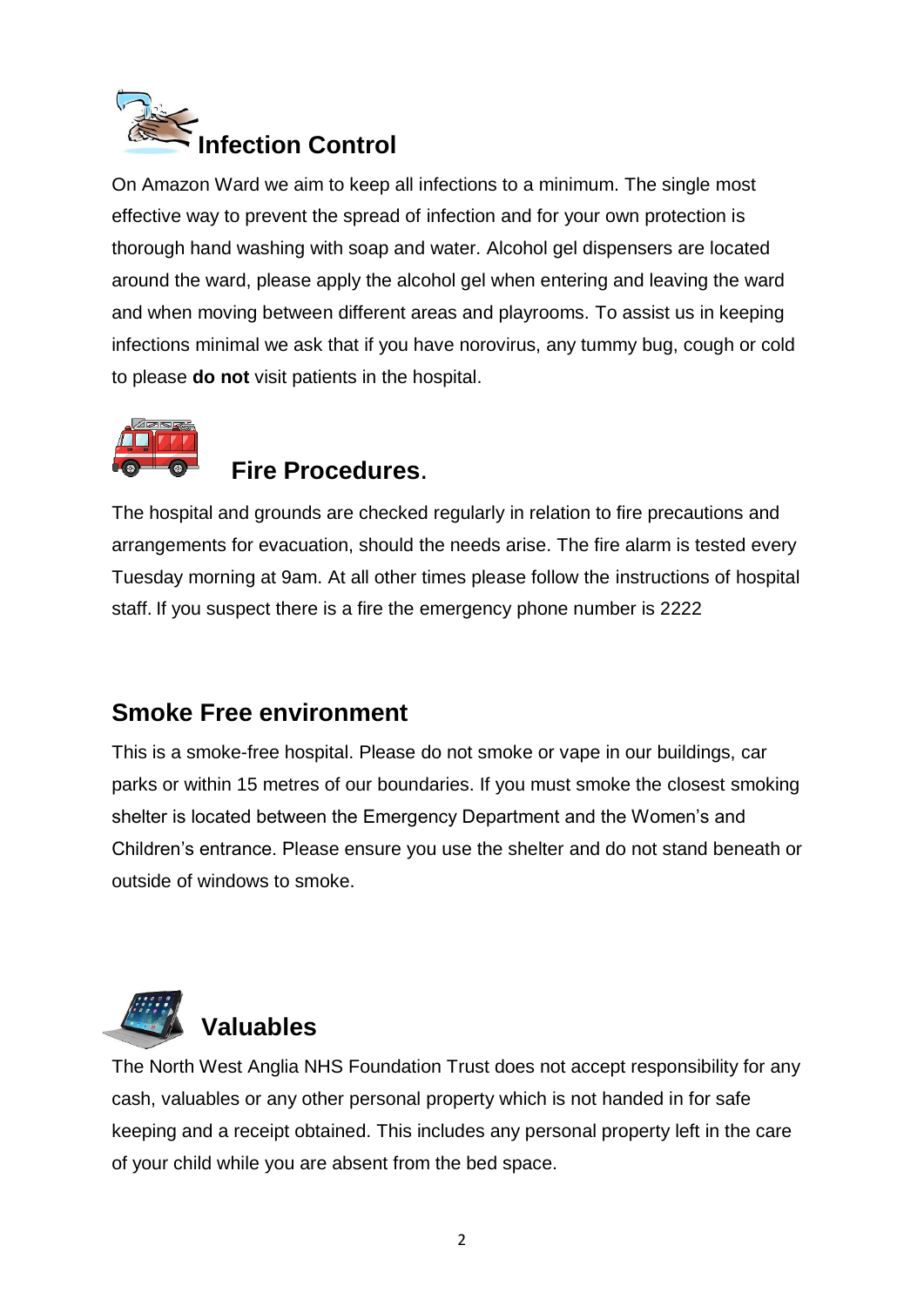## Infection Control

On Amazon Ward we aim to keep all infections to a minimum. The single most effective way to prevent the spread of infection and for your own protection is thorough hand washing with soap and water. Alcohol gel dispensers are located around the ward, please apply the alcohol gel when entering and leaving the ward and when moving between different areas and playrooms. To assist us in keeping infections minimal we ask that if you have norovirus, any tummy bug, cough or cold to please **do not** visit patients in the hospital.

## Fire Procedures.

The hospital and grounds are checked regularly in relation to fire precautions and arrangements for evacuation, should the needs arise. The fire alarm is tested every Tuesday morning at 9am. At all other times please follow the instructions of hospital staff. If you suspect there is a fire the emergency phone number is 2222

## Smoke Free environment

This is a smoke-free hospital. Please do not smoke or vape in our buildings, car parks or within 15 metres of our boundaries. If you must smoke the closest smoking shelter is located between the Emergency Department and the Women's and Children's entrance. Please ensure you use the shelter and do not stand beneath or outside of windows to smoke.

## Valuables

The North West Anglia NHS Foundation Trust does not accept responsibility for any cash, valuables or any other personal property which is not handed in for safe keeping and a receipt obtained. This includes any personal property left in the care of your child while you are absent from the bed space.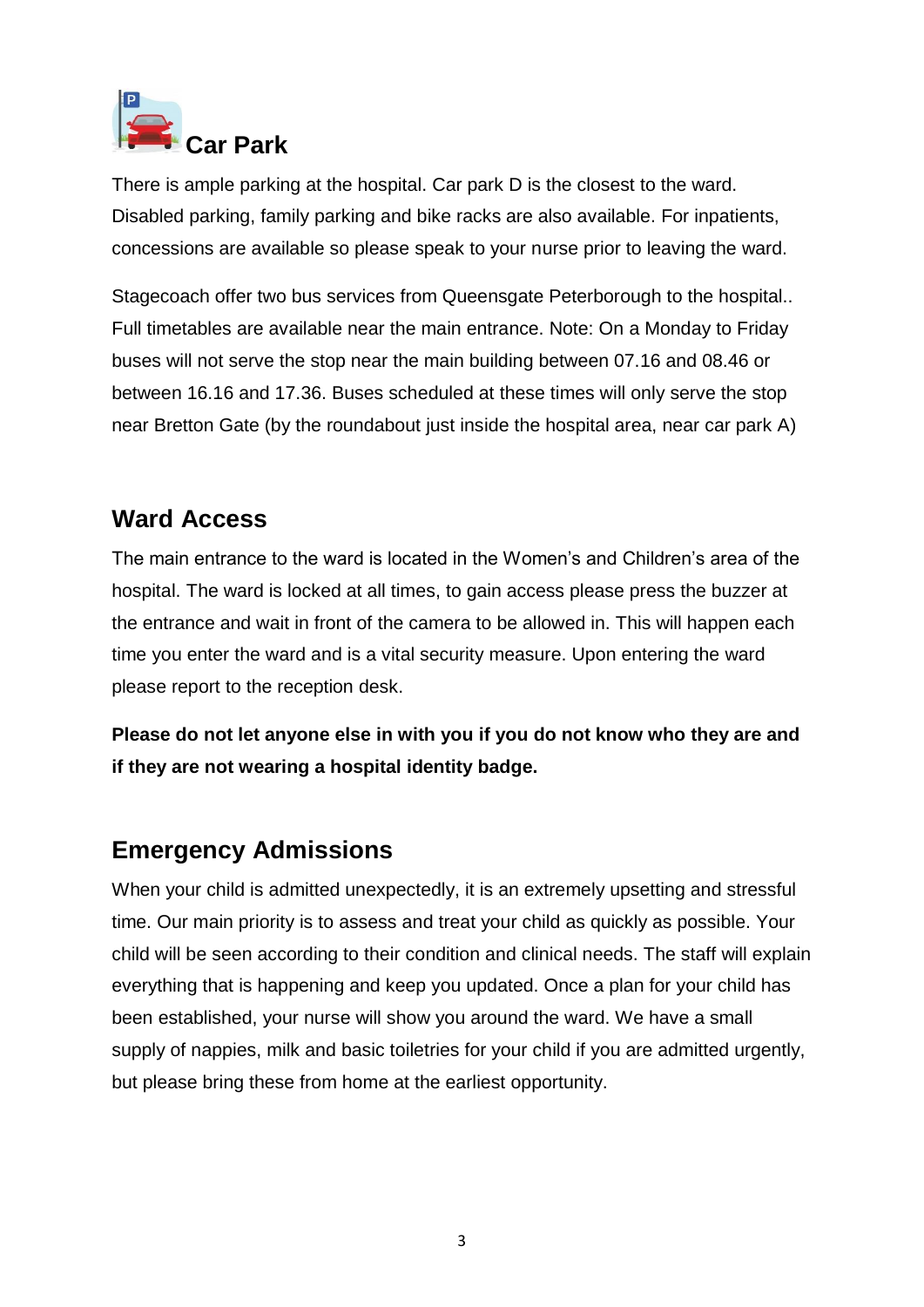## Car Park

There is ample parking at the hospital. Car park D is the closest to the ward. Disabled parking, family parking and bike racks are also available. For inpatients, concessions are available so please speak to your nurse prior to leaving the ward.

Stagecoach offer two bus services from Queensgate Peterborough to the hospital.. Full timetables are available near the main entrance. Note: On a Monday to Friday buses will not serve the stop near the main building between 07.16 and 08.46 or between 16.16 and 17.36. Buses scheduled at these times will only serve the stop near Bretton Gate (by the roundabout just inside the hospital area, near car park A)

## Ward Access

The main entrance to the ward is located in the Women's and Children's area of the hospital. The ward is locked at all times, to gain access please press the buzzer at the entrance and wait in front of the camera to be allowed in. This will happen each time you enter the ward and is a vital security measure. Upon entering the ward please report to the reception desk.

**Please do not let anyone else in with you if you do not know who they are and if they are not wearing a hospital identity badge.**

## Emergency Admissions

When your child is admitted unexpectedly, it is an extremely upsetting and stressful time. Our main priority is to assess and treat your child as quickly as possible. Your child will be seen according to their condition and clinical needs. The staff will explain everything that is happening and keep you updated. Once a plan for your child has been established, your nurse will show you around the ward. We have a small supply of nappies, milk and basic toiletries for your child if you are admitted urgently, but please bring these from home at the earliest opportunity.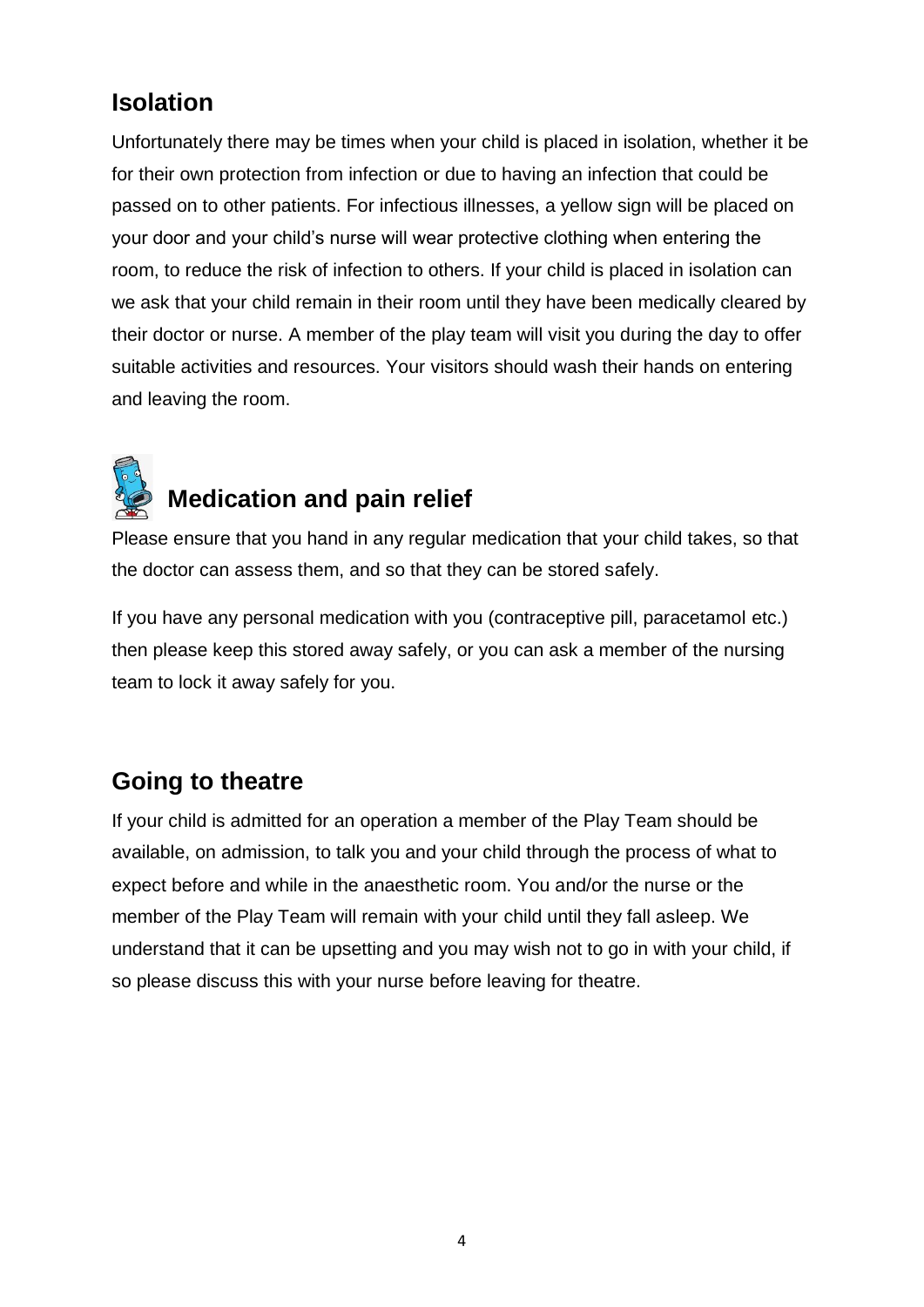## Isolation

Unfortunately there may be times when your child is placed in isolation, whether it be for their own protection from infection or due to having an infection that could be passed on to other patients. For infectious illnesses, a yellow sign will be placed on your door and your child's nurse will wear protective clothing when entering the room, to reduce the risk of infection to others. If your child is placed in isolation can we ask that your child remain in their room until they have been medically cleared by their doctor or nurse. A member of the play team will visit you during the day to offer suitable activities and resources. Your visitors should wash their hands on entering and leaving the room.

## Medication and pain relief

Please ensure that you hand in any regular medication that your child takes, so that the doctor can assess them, and so that they can be stored safely.

If you have any personal medication with you (contraceptive pill, paracetamol etc.) then please keep this stored away safely, or you can ask a member of the nursing team to lock it away safely for you.

## Going to theatre

If your child is admitted for an operation a member of the Play Team should be available, on admission, to talk you and your child through the process of what to expect before and while in the anaesthetic room. You and/or the nurse or the member of the Play Team will remain with your child until they fall asleep. We understand that it can be upsetting and you may wish not to go in with your child, if so please discuss this with your nurse before leaving for theatre.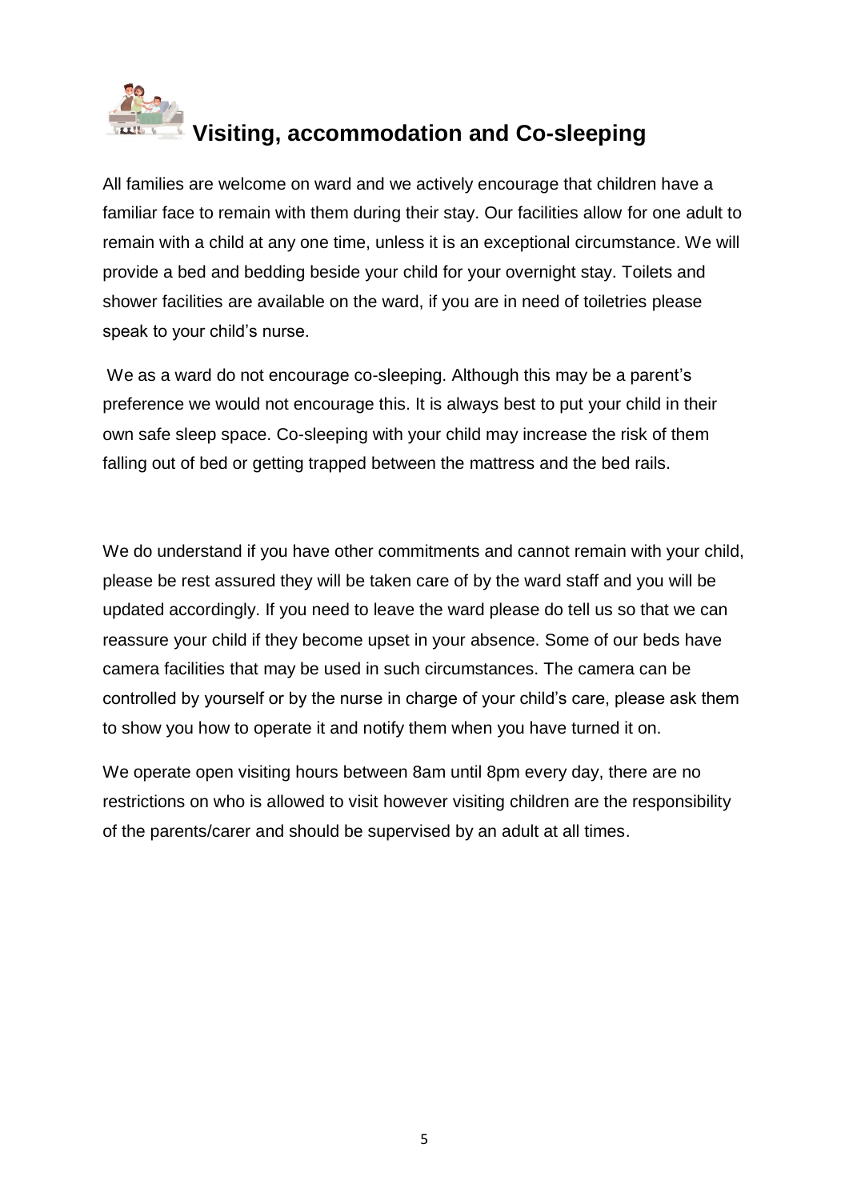# Visiting, accommodation and Co-sleeping

All families are welcome on ward and we actively encourage that children have a familiar face to remain with them during their stay. Our facilities allow for one adult to remain with a child at any one time, unless it is an exceptional circumstance. We will provide a bed and bedding beside your child for your overnight stay. Toilets and shower facilities are available on the ward, if you are in need of toiletries please speak to your child's nurse.

We as a ward do not encourage co-sleeping. Although this may be a parent's preference we would not encourage this. It is always best to put your child in their own safe sleep space. Co-sleeping with your child may increase the risk of them falling out of bed or getting trapped between the mattress and the bed rails.

We do understand if you have other commitments and cannot remain with your child, please be rest assured they will be taken care of by the ward staff and you will be updated accordingly. If you need to leave the ward please do tell us so that we can reassure your child if they become upset in your absence. Some of our beds have camera facilities that may be used in such circumstances. The camera can be controlled by yourself or by the nurse in charge of your child's care, please ask them to show you how to operate it and notify them when you have turned it on.

We operate open visiting hours between 8am until 8pm every day, there are no restrictions on who is allowed to visit however visiting children are the responsibility of the parents/carer and should be supervised by an adult at all times.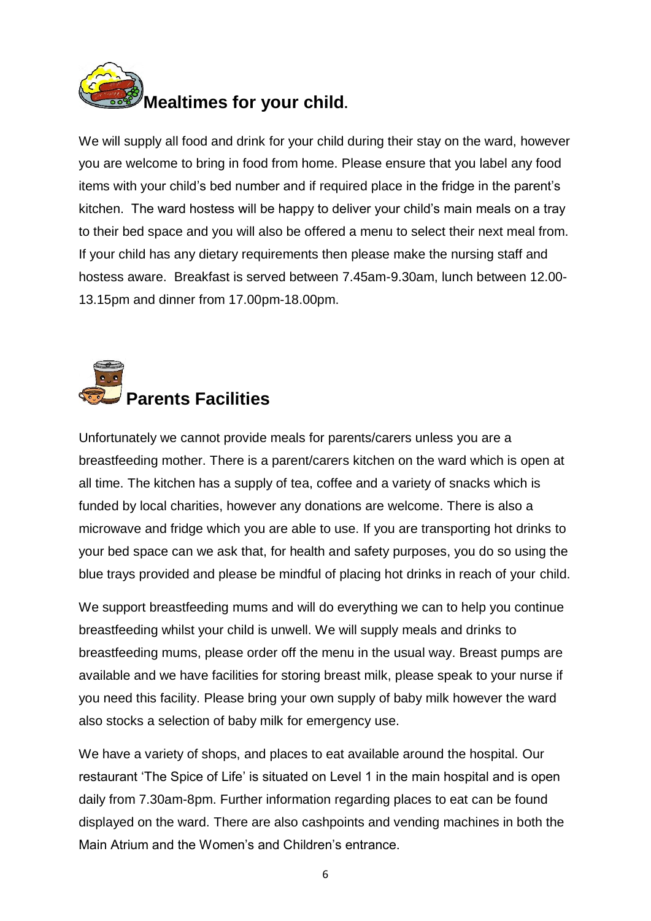## Mealtimes for your child.

We will supply all food and drink for your child during their stay on the ward, however you are welcome to bring in food from home. Please ensure that you label any food items with your child's bed number and if required place in the fridge in the parent's kitchen. The ward hostess will be happy to deliver your child's main meals on a tray to their bed space and you will also be offered a menu to select their next meal from. If your child has any dietary requirements then please make the nursing staff and hostess aware. Breakfast is served between 7.45am-9.30am, lunch between 12.00-13.15pm and dinner from 17.00pm-18.00pm.

## Parents Facilities

Unfortunately we cannot provide meals for parents/carers unless you are a breastfeeding mother. There is a parent/carers kitchen on the ward which is open at all time. The kitchen has a supply of tea, coffee and a variety of snacks which is funded by local charities, however any donations are welcome. There is also a microwave and fridge which you are able to use. If you are transporting hot drinks to your bed space can we ask that, for health and safety purposes, you do so using the blue trays provided and please be mindful of placing hot drinks in reach of your child.

We support breastfeeding mums and will do everything we can to help you continue breastfeeding whilst your child is unwell. We will supply meals and drinks to breastfeeding mums, please order off the menu in the usual way. Breast pumps are available and we have facilities for storing breast milk, please speak to your nurse if you need this facility. Please bring your own supply of baby milk however the ward also stocks a selection of baby milk for emergency use.

We have a variety of shops, and places to eat available around the hospital. Our restaurant 'The Spice of Life' is situated on Level 1 in the main hospital and is open daily from 7.30am-8pm. Further information regarding places to eat can be found displayed on the ward. There are also cashpoints and vending machines in both the Main Atrium and the Women's and Children's entrance.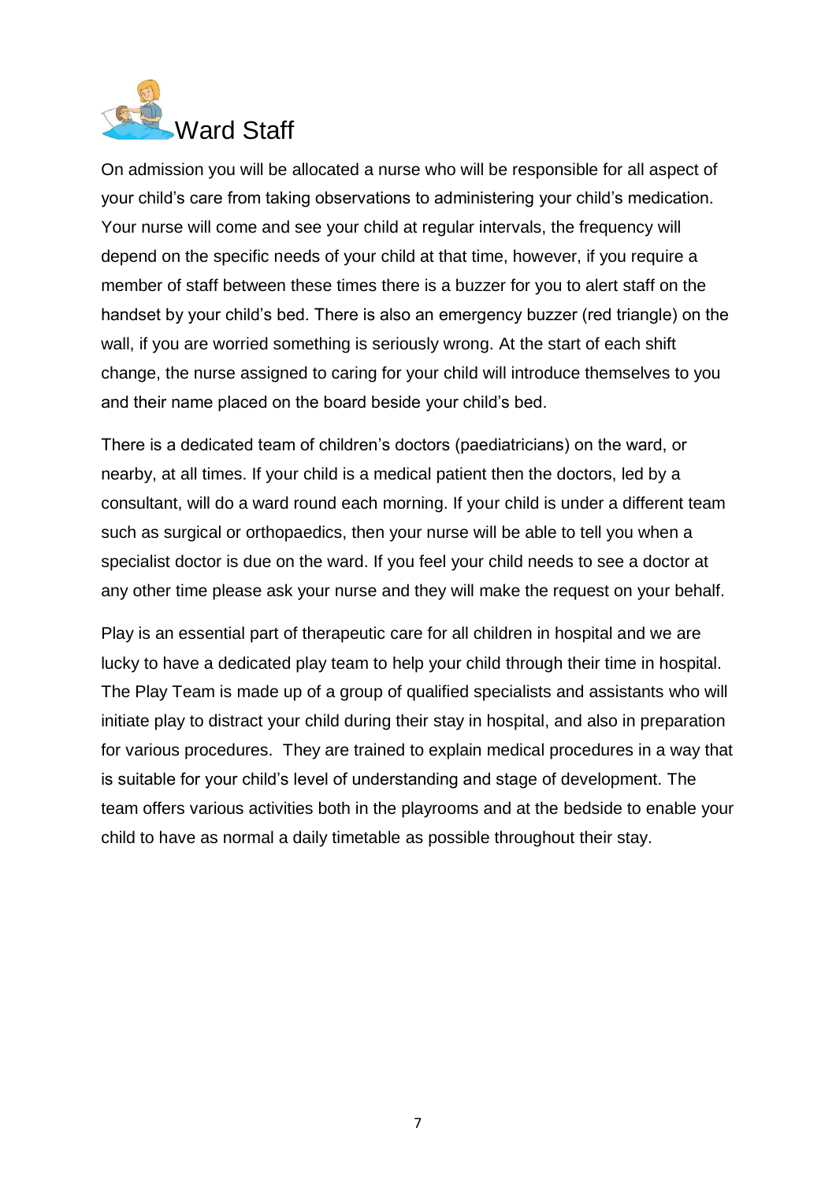# Ward Staff

On admission you will be allocated a nurse who will be responsible for all aspect of your child's care from taking observations to administering your child's medication. Your nurse will come and see your child at regular intervals, the frequency will depend on the specific needs of your child at that time, however, if you require a member of staff between these times there is a buzzer for you to alert staff on the handset by your child's bed. There is also an emergency buzzer (red triangle) on the wall, if you are worried something is seriously wrong. At the start of each shift change, the nurse assigned to caring for your child will introduce themselves to you and their name placed on the board beside your child's bed.

There is a dedicated team of children's doctors (paediatricians) on the ward, or nearby, at all times. If your child is a medical patient then the doctors, led by a consultant, will do a ward round each morning. If your child is under a different team such as surgical or orthopaedics, then your nurse will be able to tell you when a specialist doctor is due on the ward. If you feel your child needs to see a doctor at any other time please ask your nurse and they will make the request on your behalf.

Play is an essential part of therapeutic care for all children in hospital and we are lucky to have a dedicated play team to help your child through their time in hospital. The Play Team is made up of a group of qualified specialists and assistants who will initiate play to distract your child during their stay in hospital, and also in preparation for various procedures. They are trained to explain medical procedures in a way that is suitable for your child's level of understanding and stage of development. The team offers various activities both in the playrooms and at the bedside to enable your child to have as normal a daily timetable as possible throughout their stay.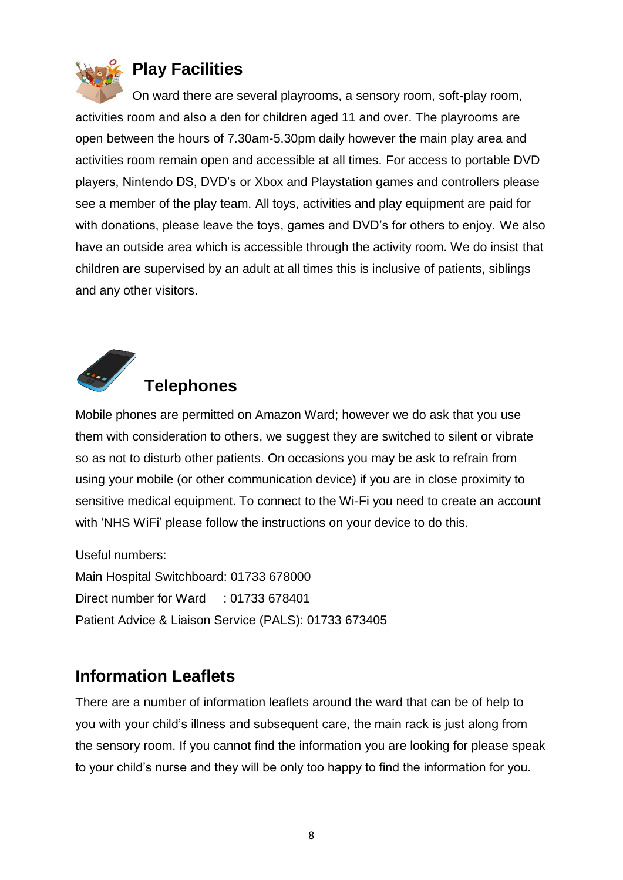## Play Facilities

On ward there are several playrooms, a sensory room, soft-play room, activities room and also a den for children aged 11 and over. The playrooms are open between the hours of 7.30am-5.30pm daily however the main play area and activities room remain open and accessible at all times. For access to portable DVD players, Nintendo DS, DVD's or Xbox and Playstation games and controllers please see a member of the play team. All toys, activities and play equipment are paid for with donations, please leave the toys, games and DVD's for others to enjoy. We also have an outside area which is accessible through the activity room. We do insist that children are supervised by an adult at all times this is inclusive of patients, siblings and any other visitors.

## Telephones

Mobile phones are permitted on Amazon Ward; however we do ask that you use them with consideration to others, we suggest they are switched to silent or vibrate so as not to disturb other patients. On occasions you may be ask to refrain from using your mobile (or other communication device) if you are in close proximity to sensitive medical equipment. To connect to the Wi-Fi you need to create an account with 'NHS WiFi' please follow the instructions on your device to do this.

Useful numbers:
Main Hospital Switchboard: 01733 678000
Direct number for Ward : 01733 678401
Patient Advice & Liaison Service (PALS): 01733 673405

## Information Leaflets

There are a number of information leaflets around the ward that can be of help to you with your child's illness and subsequent care, the main rack is just along from the sensory room. If you cannot find the information you are looking for please speak to your child's nurse and they will be only too happy to find the information for you.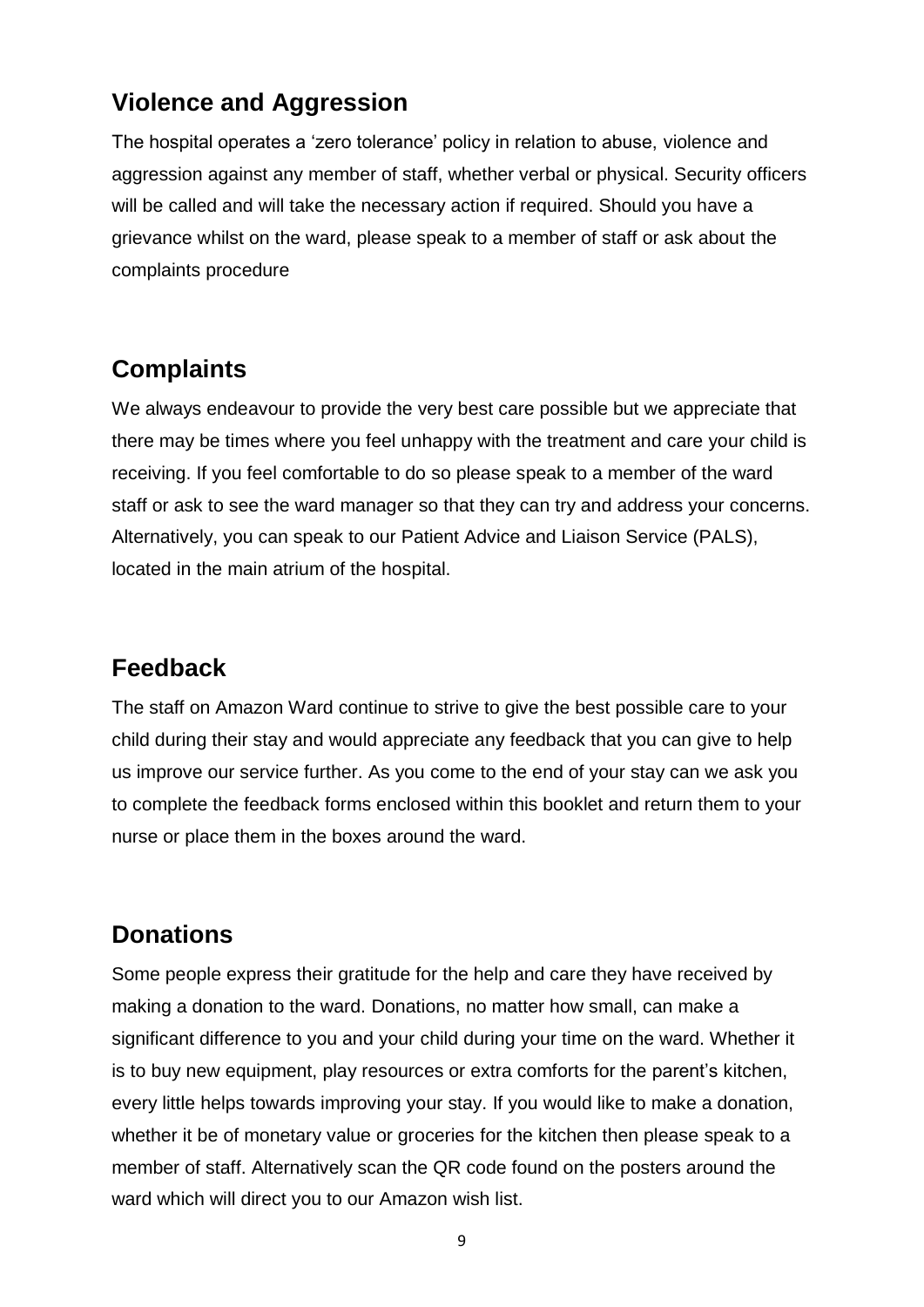## Violence and Aggression

The hospital operates a 'zero tolerance' policy in relation to abuse, violence and aggression against any member of staff, whether verbal or physical. Security officers will be called and will take the necessary action if required. Should you have a grievance whilst on the ward, please speak to a member of staff or ask about the complaints procedure

## Complaints

We always endeavour to provide the very best care possible but we appreciate that there may be times where you feel unhappy with the treatment and care your child is receiving. If you feel comfortable to do so please speak to a member of the ward staff or ask to see the ward manager so that they can try and address your concerns. Alternatively, you can speak to our Patient Advice and Liaison Service (PALS), located in the main atrium of the hospital.

## Feedback

The staff on Amazon Ward continue to strive to give the best possible care to your child during their stay and would appreciate any feedback that you can give to help us improve our service further. As you come to the end of your stay can we ask you to complete the feedback forms enclosed within this booklet and return them to your nurse or place them in the boxes around the ward.

## Donations

Some people express their gratitude for the help and care they have received by making a donation to the ward. Donations, no matter how small, can make a significant difference to you and your child during your time on the ward. Whether it is to buy new equipment, play resources or extra comforts for the parent's kitchen, every little helps towards improving your stay. If you would like to make a donation, whether it be of monetary value or groceries for the kitchen then please speak to a member of staff. Alternatively scan the QR code found on the posters around the ward which will direct you to our Amazon wish list.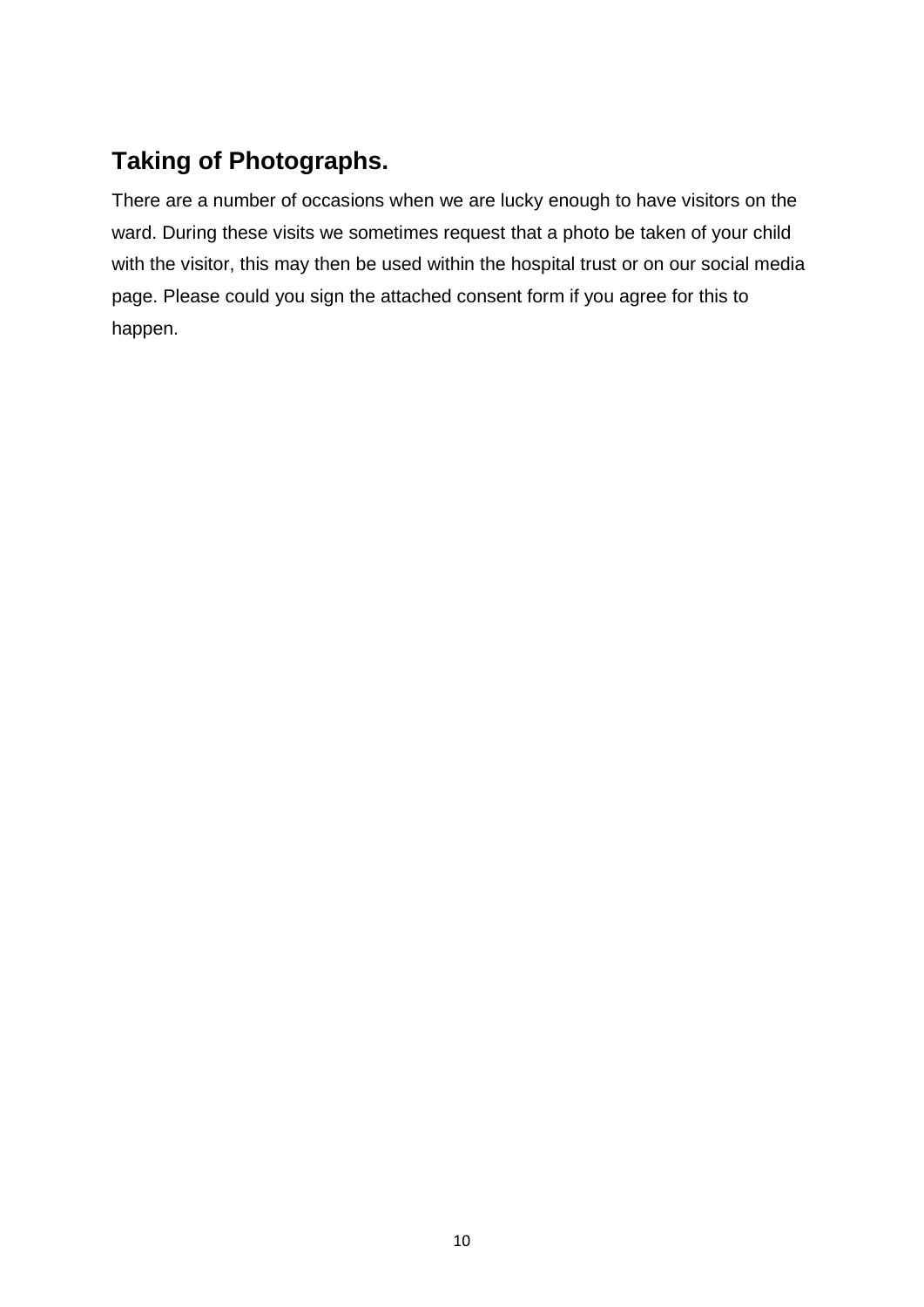## Taking of Photographs.

There are a number of occasions when we are lucky enough to have visitors on the ward. During these visits we sometimes request that a photo be taken of your child with the visitor, this may then be used within the hospital trust or on our social media page. Please could you sign the attached consent form if you agree for this to happen.